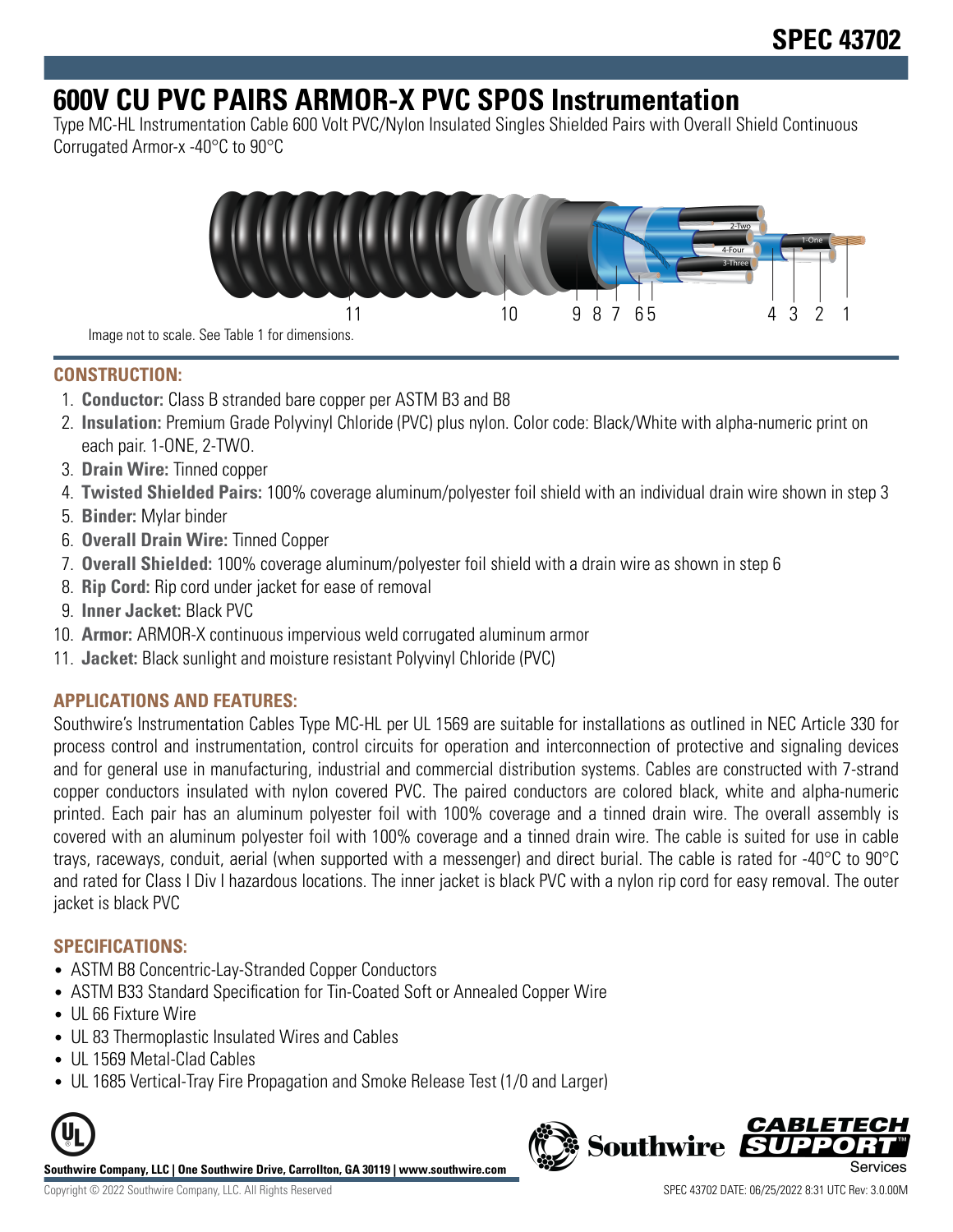# SPEC 43702

# 600V CU PVC PAIRS ARMOR-X PVC SPOS Instrumentation

Type MC-HL Instrumentation Cable 600 Volt PVC/Nylon Insulated Singles Shielded Pairs with Overall Shield Continuous Corrugated Armor-x -40°C to 90°C

Image not to scale. See Table 1 for dimensions.

## CONSTRUCTION:

1. **Conductor:** Class B stranded bare copper per ASTM B3 and B8
2. **Insulation:** Premium Grade Polyvinyl Chloride (PVC) plus nylon. Color code: Black/White with alpha-numeric print on each pair. 1-ONE, 2-TWO.
3. **Drain Wire:** Tinned copper
4. **Twisted Shielded Pairs:** 100% coverage aluminum/polyester foil shield with an individual drain wire shown in step 3
5. **Binder:** Mylar binder
6. **Overall Drain Wire:** Tinned Copper
7. **Overall Shielded:** 100% coverage aluminum/polyester foil shield with a drain wire as shown in step 6
8. **Rip Cord:** Rip cord under jacket for ease of removal
9. **Inner Jacket:** Black PVC
10. **Armor:** ARMOR-X continuous impervious weld corrugated aluminum armor
11. **Jacket:** Black sunlight and moisture resistant Polyvinyl Chloride (PVC)

## APPLICATIONS AND FEATURES:

Southwire's Instrumentation Cables Type MC-HL per UL 1569 are suitable for installations as outlined in NEC Article 330 for process control and instrumentation, control circuits for operation and interconnection of protective and signaling devices and for general use in manufacturing, industrial and commercial distribution systems. Cables are constructed with 7-strand copper conductors insulated with nylon covered PVC. The paired conductors are colored black, white and alpha-numeric printed. Each pair has an aluminum polyester foil with 100% coverage and a tinned drain wire. The overall assembly is covered with an aluminum polyester foil with 100% coverage and a tinned drain wire. The cable is suited for use in cable trays, raceways, conduit, aerial (when supported with a messenger) and direct burial. The cable is rated for -40°C to 90°C and rated for Class I Div I hazardous locations. The inner jacket is black PVC with a nylon rip cord for easy removal. The outer jacket is black PVC

## SPECIFICATIONS:

- ASTM B8 Concentric-Lay-Stranded Copper Conductors
- ASTM B33 Standard Specification for Tin-Coated Soft or Annealed Copper Wire
- UL 66 Fixture Wire
- UL 83 Thermoplastic Insulated Wires and Cables
- UL 1569 Metal-Clad Cables
- UL 1685 Vertical-Tray Fire Propagation and Smoke Release Test (1/0 and Larger)

**Southwire Company, LLC | One Southwire Drive, Carrollton, GA 30119 | www.southwire.com**

Copyright © 2022 Southwire Company, LLC. All Rights Reserved

SPEC 43702 DATE: 06/25/2022 8:31 UTC Rev: 3.0.00M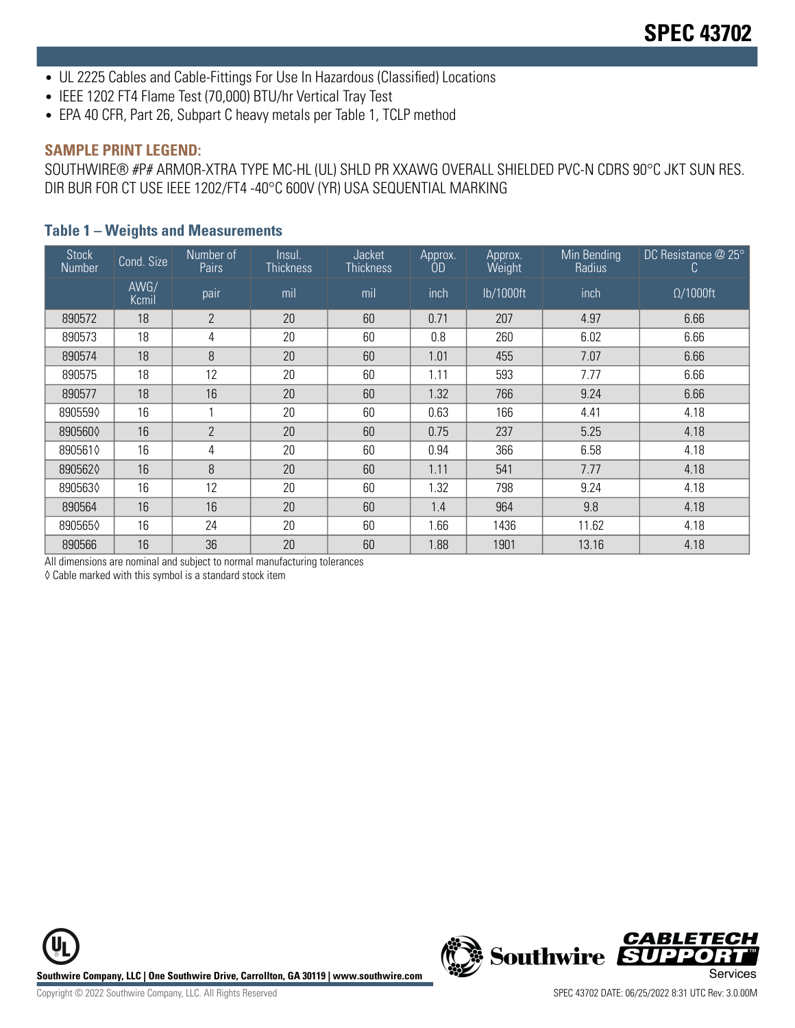- UL 2225 Cables and Cable-Fittings For Use In Hazardous (Classified) Locations
- IEEE 1202 FT4 Flame Test (70,000) BTU/hr Vertical Tray Test
- EPA 40 CFR, Part 26, Subpart C heavy metals per Table 1, TCLP method

### SAMPLE PRINT LEGEND:

SOUTHWIRE® #P# ARMOR-XTRA TYPE MC-HL (UL) SHLD PR XXAWG OVERALL SHIELDED PVC-N CDRS 90°C JKT SUN RES. DIR BUR FOR CT USE IEEE 1202/FT4 -40°C 600V (YR) USA SEQUENTIAL MARKING

### Table 1 – Weights and Measurements

| Stock Number | Cond. Size | Number of Pairs | Insul. Thickness | Jacket Thickness | Approx. OD | Approx. Weight | Min Bending Radius | DC Resistance @ 25° C |
|---|---|---|---|---|---|---|---|---|
| | AWG/ Kcmil | pair | mil | mil | inch | lb/1000ft | inch | Ω/1000ft |
| 890572 | 18 | 2 | 20 | 60 | 0.71 | 207 | 4.97 | 6.66 |
| 890573 | 18 | 4 | 20 | 60 | 0.8 | 260 | 6.02 | 6.66 |
| 890574 | 18 | 8 | 20 | 60 | 1.01 | 455 | 7.07 | 6.66 |
| 890575 | 18 | 12 | 20 | 60 | 1.11 | 593 | 7.77 | 6.66 |
| 890577 | 18 | 16 | 20 | 60 | 1.32 | 766 | 9.24 | 6.66 |
| 890559◊ | 16 | 1 | 20 | 60 | 0.63 | 166 | 4.41 | 4.18 |
| 890560◊ | 16 | 2 | 20 | 60 | 0.75 | 237 | 5.25 | 4.18 |
| 890561◊ | 16 | 4 | 20 | 60 | 0.94 | 366 | 6.58 | 4.18 |
| 890562◊ | 16 | 8 | 20 | 60 | 1.11 | 541 | 7.77 | 4.18 |
| 890563◊ | 16 | 12 | 20 | 60 | 1.32 | 798 | 9.24 | 4.18 |
| 890564 | 16 | 16 | 20 | 60 | 1.4 | 964 | 9.8 | 4.18 |
| 890565◊ | 16 | 24 | 20 | 60 | 1.66 | 1436 | 11.62 | 4.18 |
| 890566 | 16 | 36 | 20 | 60 | 1.88 | 1901 | 13.16 | 4.18 |

All dimensions are nominal and subject to normal manufacturing tolerances

◊ Cable marked with this symbol is a standard stock item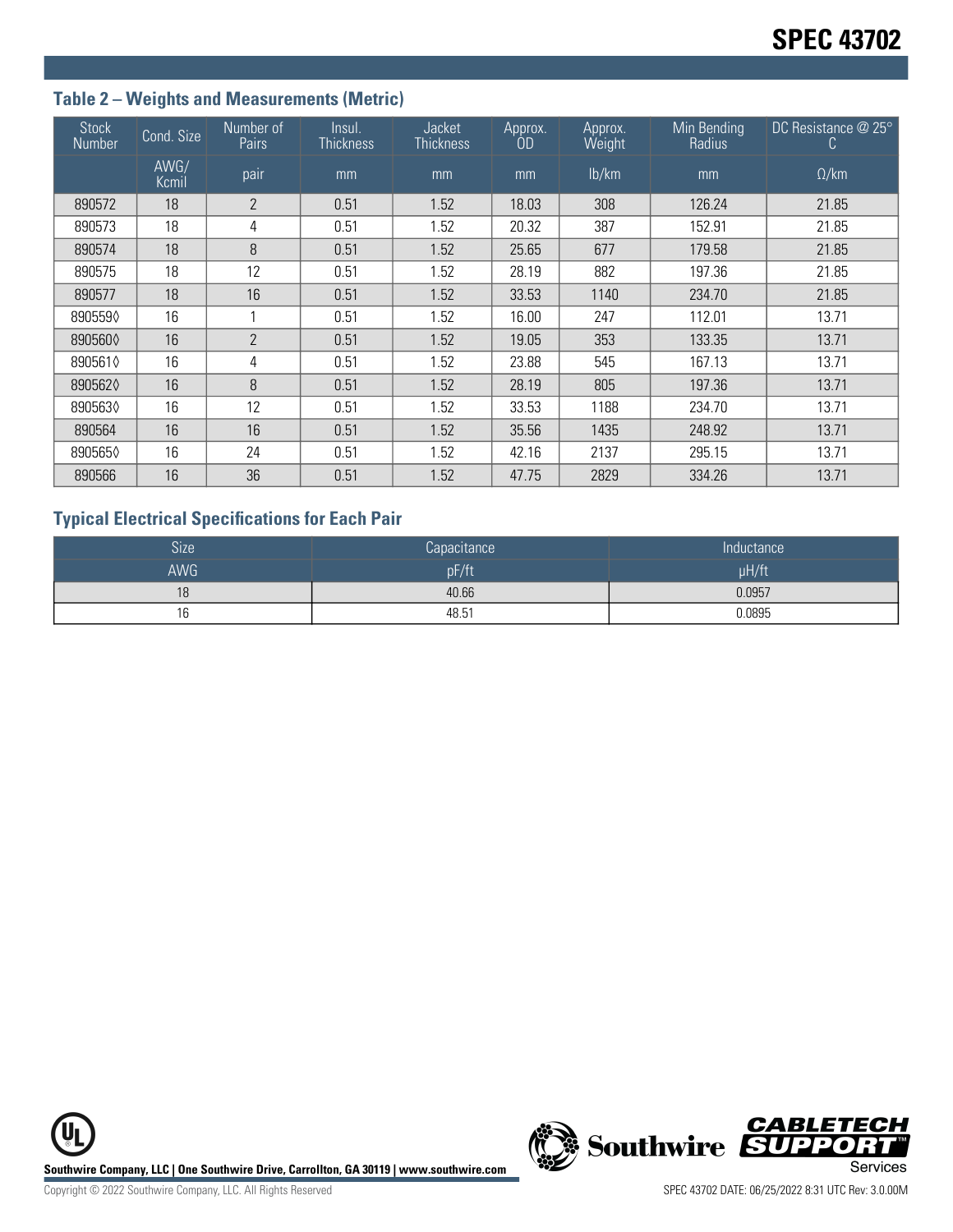# SPEC 43702

## Table 2 – Weights and Measurements (Metric)

| Stock Number | Cond. Size | Number of Pairs | Insul. Thickness | Jacket Thickness | Approx. OD | Approx. Weight | Min Bending Radius | DC Resistance @ 25° C |
|---|---|---|---|---|---|---|---|---|
| | AWG/ Kcmil | pair | mm | mm | mm | lb/km | mm | Ω/km |
| 890572 | 18 | 2 | 0.51 | 1.52 | 18.03 | 308 | 126.24 | 21.85 |
| 890573 | 18 | 4 | 0.51 | 1.52 | 20.32 | 387 | 152.91 | 21.85 |
| 890574 | 18 | 8 | 0.51 | 1.52 | 25.65 | 677 | 179.58 | 21.85 |
| 890575 | 18 | 12 | 0.51 | 1.52 | 28.19 | 882 | 197.36 | 21.85 |
| 890577 | 18 | 16 | 0.51 | 1.52 | 33.53 | 1140 | 234.70 | 21.85 |
| 890559◊ | 16 | 1 | 0.51 | 1.52 | 16.00 | 247 | 112.01 | 13.71 |
| 890560◊ | 16 | 2 | 0.51 | 1.52 | 19.05 | 353 | 133.35 | 13.71 |
| 890561◊ | 16 | 4 | 0.51 | 1.52 | 23.88 | 545 | 167.13 | 13.71 |
| 890562◊ | 16 | 8 | 0.51 | 1.52 | 28.19 | 805 | 197.36 | 13.71 |
| 890563◊ | 16 | 12 | 0.51 | 1.52 | 33.53 | 1188 | 234.70 | 13.71 |
| 890564 | 16 | 16 | 0.51 | 1.52 | 35.56 | 1435 | 248.92 | 13.71 |
| 890565◊ | 16 | 24 | 0.51 | 1.52 | 42.16 | 2137 | 295.15 | 13.71 |
| 890566 | 16 | 36 | 0.51 | 1.52 | 47.75 | 2829 | 334.26 | 13.71 |

## Typical Electrical Specifications for Each Pair

| Size | Capacitance | Inductance |
|---|---|---|
| AWG | pF/ft | μH/ft |
| 18 | 40.66 | 0.0957 |
| 16 | 48.51 | 0.0895 |

Southwire Company, LLC | One Southwire Drive, Carrollton, GA 30119 | www.southwire.com

Copyright © 2022 Southwire Company, LLC. All Rights Reserved

SPEC 43702 DATE: 06/25/2022 8:31 UTC Rev: 3.0.00M